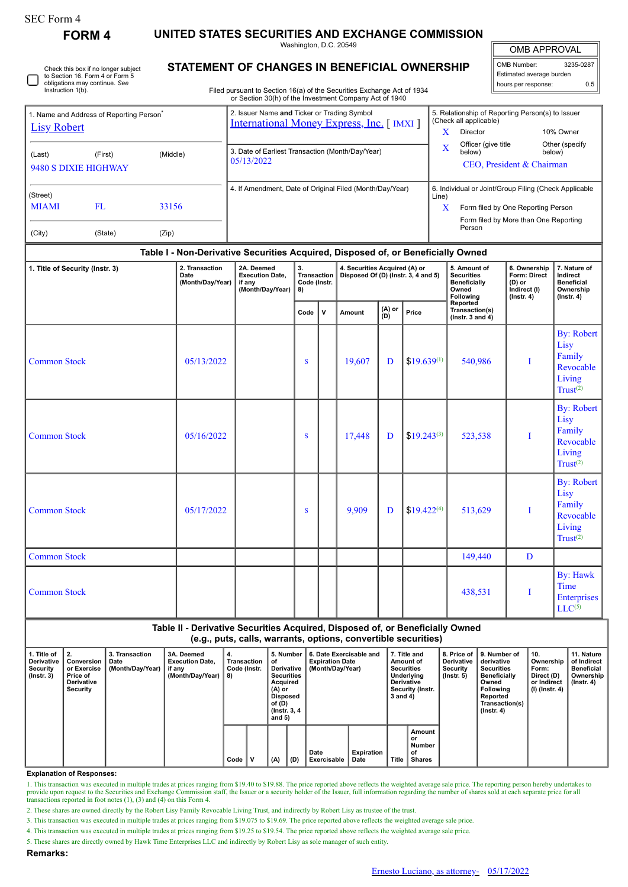SEC Form 4

# FORM 4

## UNITED STATES SECURITIES AND EXCHANGE COMMISSION

Washington, D.C. 20549

## STATEMENT OF CHANGES IN BENEFICIAL OWNERSHIP

Filed pursuant to Section 16(a) of the Securities Exchange Act of 1934 or Section 30(h) of the Investment Company Act of 1940

| OMB APPROVAL | |
|---|---|
| OMB Number: | 3235-0287 |
| Estimated average burden | |
| hours per response: | 0.5 |

☐ Check this box if no longer subject to Section 16. Form 4 or Form 5 obligations may continue. *See* Instruction 1(b).

1. Name and Address of Reporting Person*
Lisy Robert

(Last) (First) (Middle)
9480 S DIXIE HIGHWAY

(Street)
MIAMI FL 33156

(City) (State) (Zip)

2. Issuer Name **and** Ticker or Trading Symbol
International Money Express, Inc. [ IMXI ]

3. Date of Earliest Transaction (Month/Day/Year)
05/13/2022

4. If Amendment, Date of Original Filed (Month/Day/Year)

5. Relationship of Reporting Person(s) to Issuer (Check all applicable)
X Director
10% Owner
X Officer (give title below)
Other (specify below)
CEO, President & Chairman

6. Individual or Joint/Group Filing (Check Applicable Line)
X Form filed by One Reporting Person
Form filed by More than One Reporting Person

### Table I - Non-Derivative Securities Acquired, Disposed of, or Beneficially Owned

| 1. Title of Security (Instr. 3) | 2. Transaction Date (Month/Day/Year) | 2A. Deemed Execution Date, if any (Month/Day/Year) | 3. Transaction Code (Instr. 8) | | 4. Securities Acquired (A) or Disposed Of (D) (Instr. 3, 4 and 5) | | | 5. Amount of Securities Beneficially Owned Following Reported Transaction(s) (Instr. 3 and 4) | 6. Ownership Form: Direct (D) or Indirect (I) (Instr. 4) | 7. Nature of Indirect Beneficial Ownership (Instr. 4) |
|---|---|---|---|---|---|---|---|---|---|---|
| | | | Code | V | Amount | (A) or (D) | Price | | | |
| Common Stock | 05/13/2022 | | S | | 19,607 | D | $19.639[1] | 540,986 | I | By: Robert Lisy Family Revocable Living Trust[2] |
| Common Stock | 05/16/2022 | | S | | 17,448 | D | $19.243[3] | 523,538 | I | By: Robert Lisy Family Revocable Living Trust[2] |
| Common Stock | 05/17/2022 | | S | | 9,909 | D | $19.422[4] | 513,629 | I | By: Robert Lisy Family Revocable Living Trust[2] |
| Common Stock | | | | | | | | 149,440 | D | |
| Common Stock | | | | | | | | 438,531 | I | By: Hawk Time Enterprises LLC[5] |

### Table II - Derivative Securities Acquired, Disposed of, or Beneficially Owned (e.g., puts, calls, warrants, options, convertible securities)

| 1. Title of Derivative Security (Instr. 3) | 2. Conversion or Exercise Price of Derivative Security | 3. Transaction Date (Month/Day/Year) | 3A. Deemed Execution Date, if any (Month/Day/Year) | 4. Transaction Code (Instr. 8) | | 5. Number of Derivative Securities Acquired (A) or Disposed of (D) (Instr. 3, 4 and 5) | | 6. Date Exercisable and Expiration Date (Month/Day/Year) | | 7. Title and Amount of Securities Underlying Derivative Security (Instr. 3 and 4) | | 8. Price of Derivative Security (Instr. 5) | 9. Number of derivative Securities Beneficially Owned Following Reported Transaction(s) (Instr. 4) | 10. Ownership Form: Direct (D) or Indirect (I) (Instr. 4) | 11. Nature of Indirect Beneficial Ownership (Instr. 4) |
|---|---|---|---|---|---|---|---|---|---|---|---|---|---|---|---|
| | | | | Code | V | (A) | (D) | Date Exercisable | Expiration Date | Title | Amount or Number of Shares | | | | |

**Explanation of Responses:**

1. This transaction was executed in multiple trades at prices ranging from $19.40 to $19.88. The price reported above reflects the weighted average sale price. The reporting person hereby undertakes to provide upon request to the Securities and Exchange Commission staff, the Issuer or a security holder of the Issuer, full information regarding the number of shares sold at each separate price for all transactions reported in foot notes (1), (3) and (4) on this Form 4.

2. These shares are owned directly by the Robert Lisy Family Revocable Living Trust, and indirectly by Robert Lisy as trustee of the trust.

3. This transaction was executed in multiple trades at prices ranging from $19.075 to $19.69. The price reported above reflects the weighted average sale price.

4. This transaction was executed in multiple trades at prices ranging from $19.25 to $19.54. The price reported above reflects the weighted average sale price.

5. These shares are directly owned by Hawk Time Enterprises LLC and indirectly by Robert Lisy as sole manager of such entity.

**Remarks:**

Ernesto Luciano, as attorney- 05/17/2022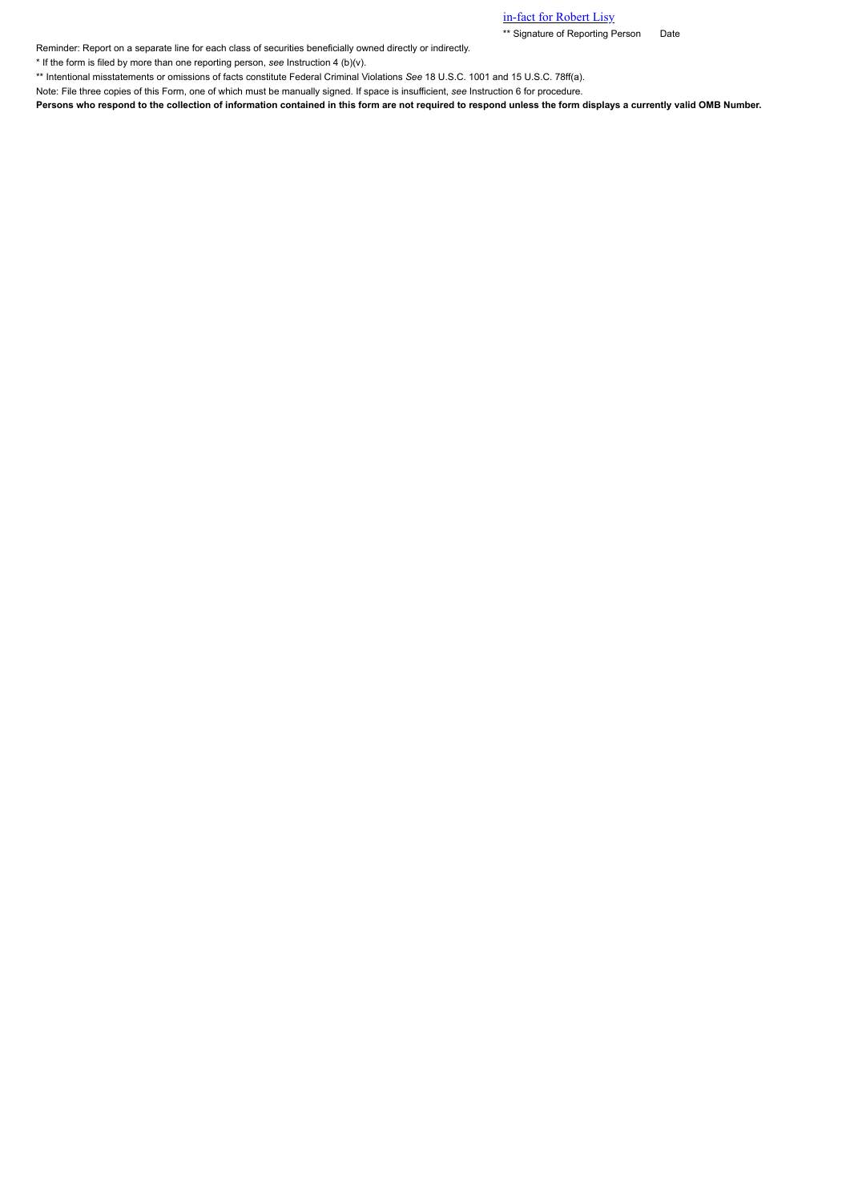in-fact for Robert Lisy

** Signature of Reporting Person Date

Reminder: Report on a separate line for each class of securities beneficially owned directly or indirectly.

* If the form is filed by more than one reporting person, *see* Instruction 4 (b)(v).

** Intentional misstatements or omissions of facts constitute Federal Criminal Violations *See* 18 U.S.C. 1001 and 15 U.S.C. 78ff(a).

Note: File three copies of this Form, one of which must be manually signed. If space is insufficient, *see* Instruction 6 for procedure.

**Persons who respond to the collection of information contained in this form are not required to respond unless the form displays a currently valid OMB Number.**